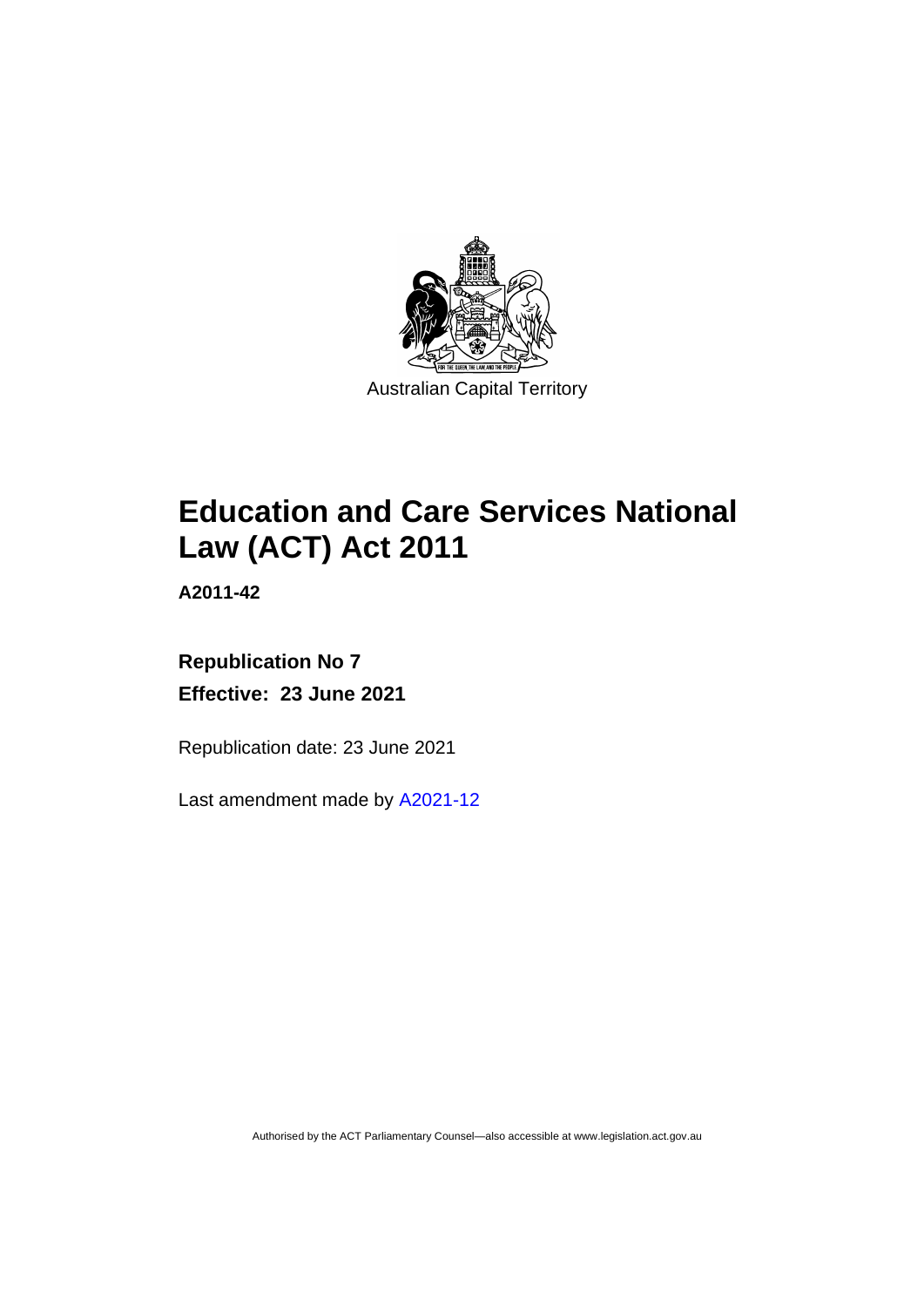Australian Capital Territory

# Education and Care Services National Law (ACT) Act 2011

**A2011-42**

**Republication No 7**

**Effective: 23 June 2021**

Republication date: 23 June 2021

Last amendment made by A2021-12

Authorised by the ACT Parliamentary Counsel—also accessible at www.legislation.act.gov.au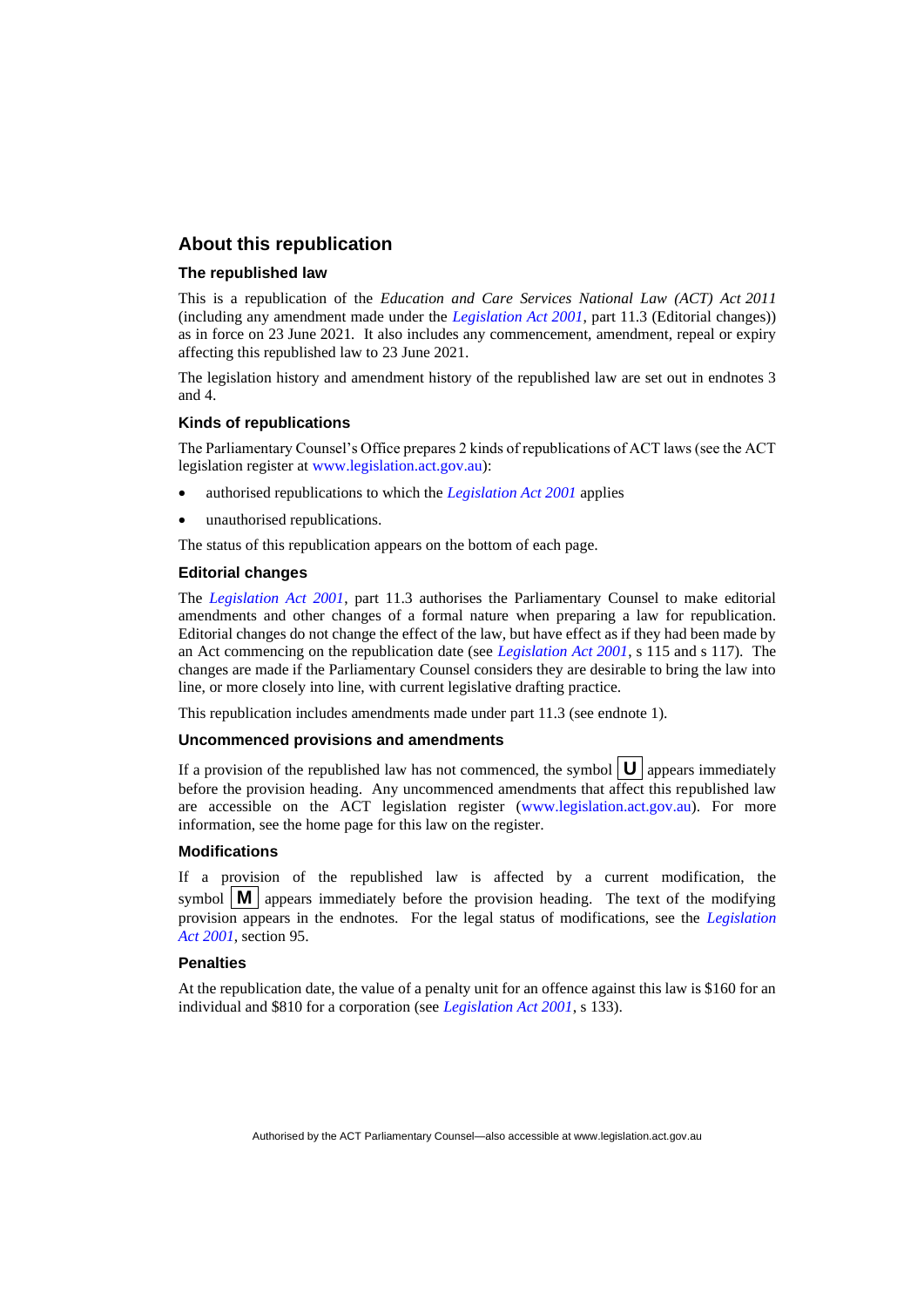## About this republication

### The republished law

This is a republication of the *Education and Care Services National Law (ACT) Act 2011* (including any amendment made under the *Legislation Act 2001*, part 11.3 (Editorial changes)) as in force on 23 June 2021. It also includes any commencement, amendment, repeal or expiry affecting this republished law to 23 June 2021.

The legislation history and amendment history of the republished law are set out in endnotes 3 and 4.

### Kinds of republications

The Parliamentary Counsel's Office prepares 2 kinds of republications of ACT laws (see the ACT legislation register at www.legislation.act.gov.au):

- authorised republications to which the *Legislation Act 2001* applies
- unauthorised republications.

The status of this republication appears on the bottom of each page.

### Editorial changes

The *Legislation Act 2001*, part 11.3 authorises the Parliamentary Counsel to make editorial amendments and other changes of a formal nature when preparing a law for republication. Editorial changes do not change the effect of the law, but have effect as if they had been made by an Act commencing on the republication date (see *Legislation Act 2001*, s 115 and s 117). The changes are made if the Parliamentary Counsel considers they are desirable to bring the law into line, or more closely into line, with current legislative drafting practice.

This republication includes amendments made under part 11.3 (see endnote 1).

### Uncommenced provisions and amendments

If a provision of the republished law has not commenced, the symbol **U** appears immediately before the provision heading. Any uncommenced amendments that affect this republished law are accessible on the ACT legislation register (www.legislation.act.gov.au). For more information, see the home page for this law on the register.

### Modifications

If a provision of the republished law is affected by a current modification, the symbol **M** appears immediately before the provision heading. The text of the modifying provision appears in the endnotes. For the legal status of modifications, see the *Legislation Act 2001*, section 95.

### Penalties

At the republication date, the value of a penalty unit for an offence against this law is $160 for an individual and $810 for a corporation (see *Legislation Act 2001*, s 133).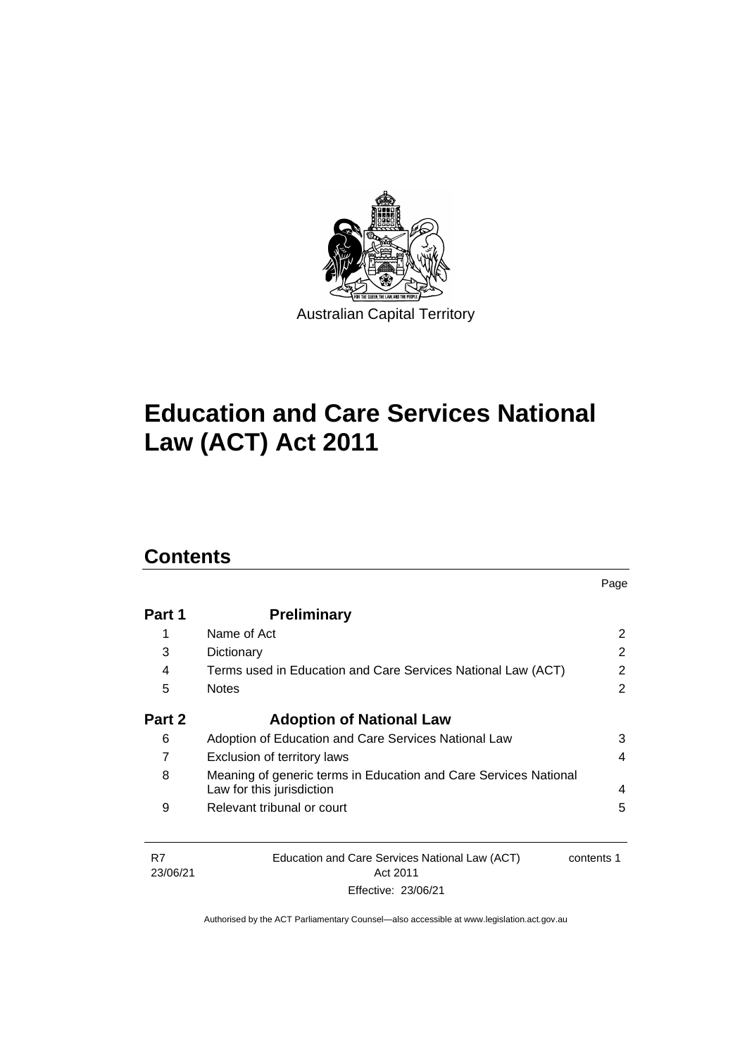Australian Capital Territory

# Education and Care Services National Law (ACT) Act 2011

## Contents

| | | Page |
|---|---|---|
| **Part 1** | **Preliminary** | |
| 1 | Name of Act | 2 |
| 3 | Dictionary | 2 |
| 4 | Terms used in Education and Care Services National Law (ACT) | 2 |
| 5 | Notes | 2 |
| **Part 2** | **Adoption of National Law** | |
| 6 | Adoption of Education and Care Services National Law | 3 |
| 7 | Exclusion of territory laws | 4 |
| 8 | Meaning of generic terms in Education and Care Services National Law for this jurisdiction | 4 |
| 9 | Relevant tribunal or court | 5 |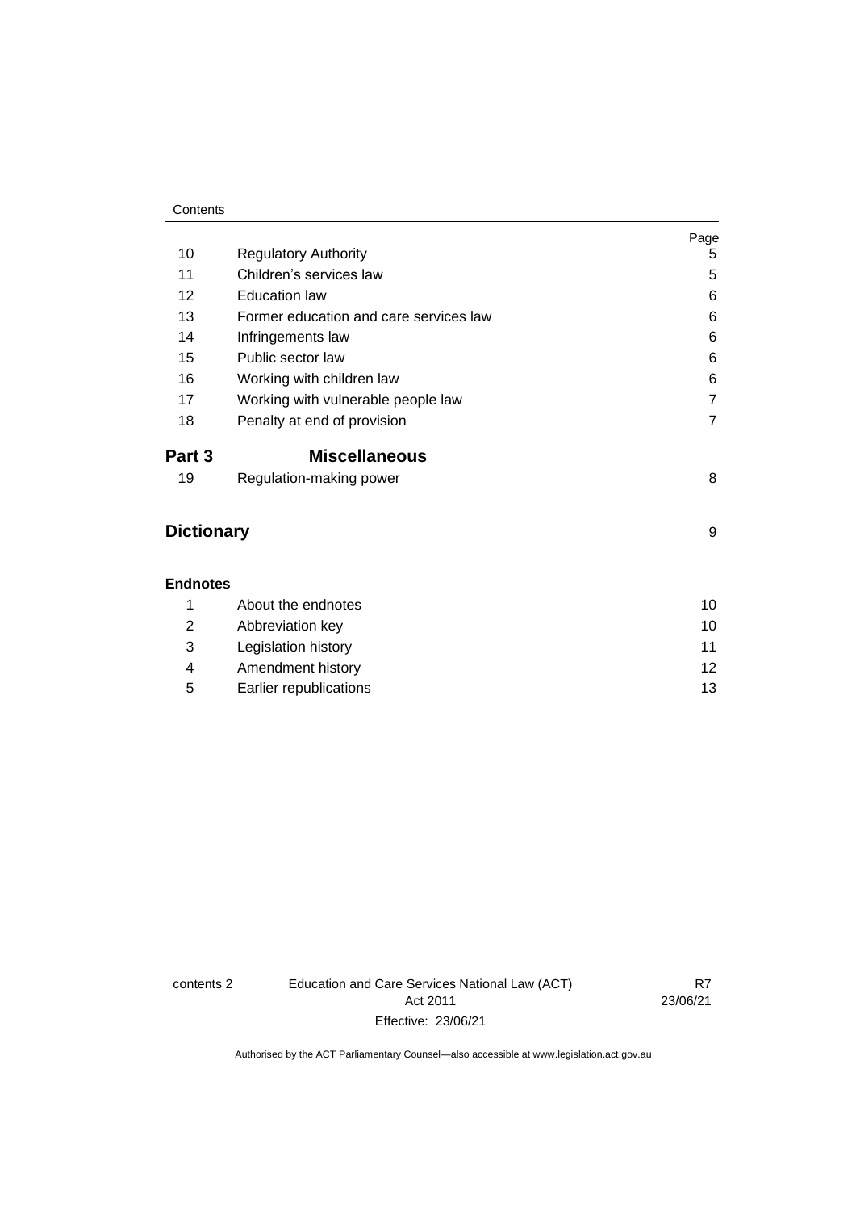| | | Page |
|---|---|---|
| 10 | Regulatory Authority | 5 |
| 11 | Children's services law | 5 |
| 12 | Education law | 6 |
| 13 | Former education and care services law | 6 |
| 14 | Infringements law | 6 |
| 15 | Public sector law | 6 |
| 16 | Working with children law | 6 |
| 17 | Working with vulnerable people law | 7 |
| 18 | Penalty at end of provision | 7 |

## Part 3 Miscellaneous

| | | |
|---|---|---|
| 19 | Regulation-making power | 8 |

## Dictionary 9

### Endnotes

| | | |
|---|---|---|
| 1 | About the endnotes | 10 |
| 2 | Abbreviation key | 10 |
| 3 | Legislation history | 11 |
| 4 | Amendment history | 12 |
| 5 | Earlier republications | 13 |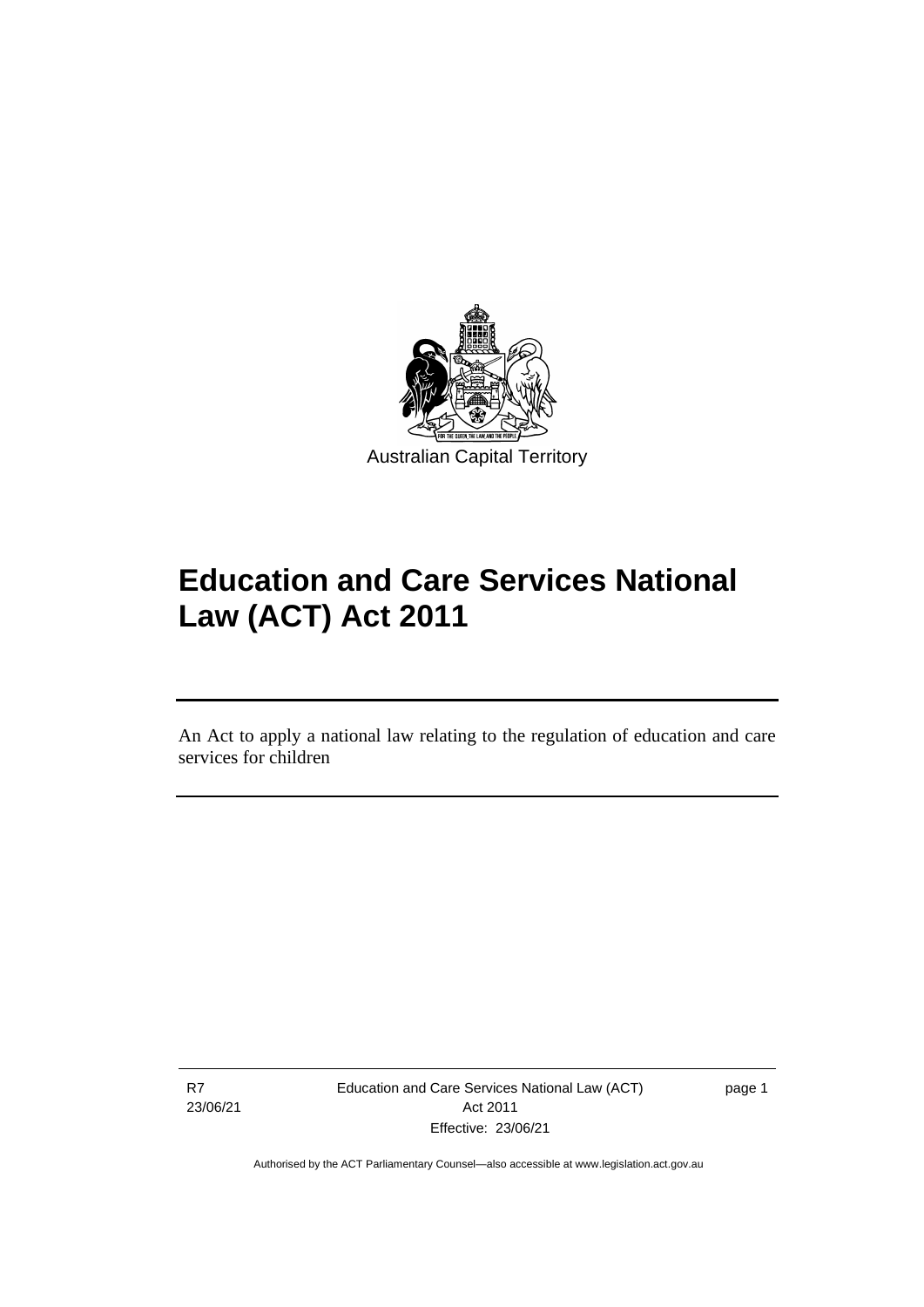Australian Capital Territory

# Education and Care Services National Law (ACT) Act 2011

An Act to apply a national law relating to the regulation of education and care services for children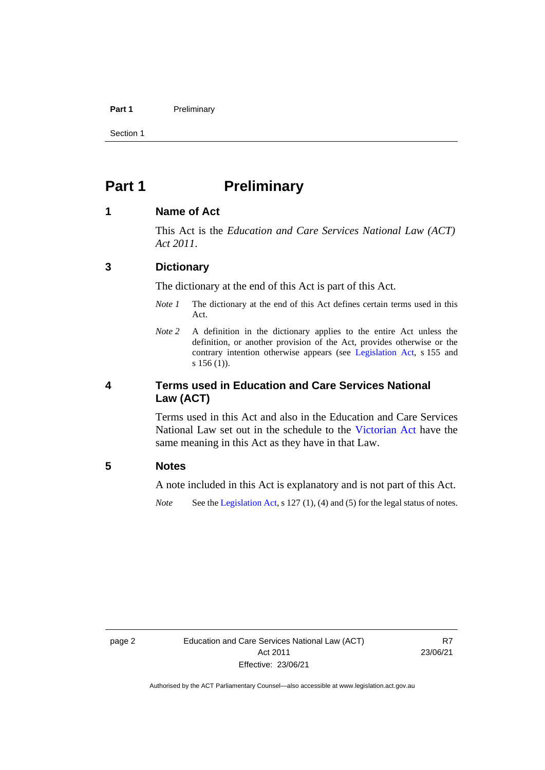# Part 1 Preliminary

## 1 Name of Act

This Act is the *Education and Care Services National Law (ACT) Act 2011*.

## 3 Dictionary

The dictionary at the end of this Act is part of this Act.

*Note 1* The dictionary at the end of this Act defines certain terms used in this Act.

*Note 2* A definition in the dictionary applies to the entire Act unless the definition, or another provision of the Act, provides otherwise or the contrary intention otherwise appears (see Legislation Act, s 155 and s 156 (1)).

## 4 Terms used in Education and Care Services National Law (ACT)

Terms used in this Act and also in the Education and Care Services National Law set out in the schedule to the Victorian Act have the same meaning in this Act as they have in that Law.

## 5 Notes

A note included in this Act is explanatory and is not part of this Act.

*Note* See the Legislation Act, s 127 (1), (4) and (5) for the legal status of notes.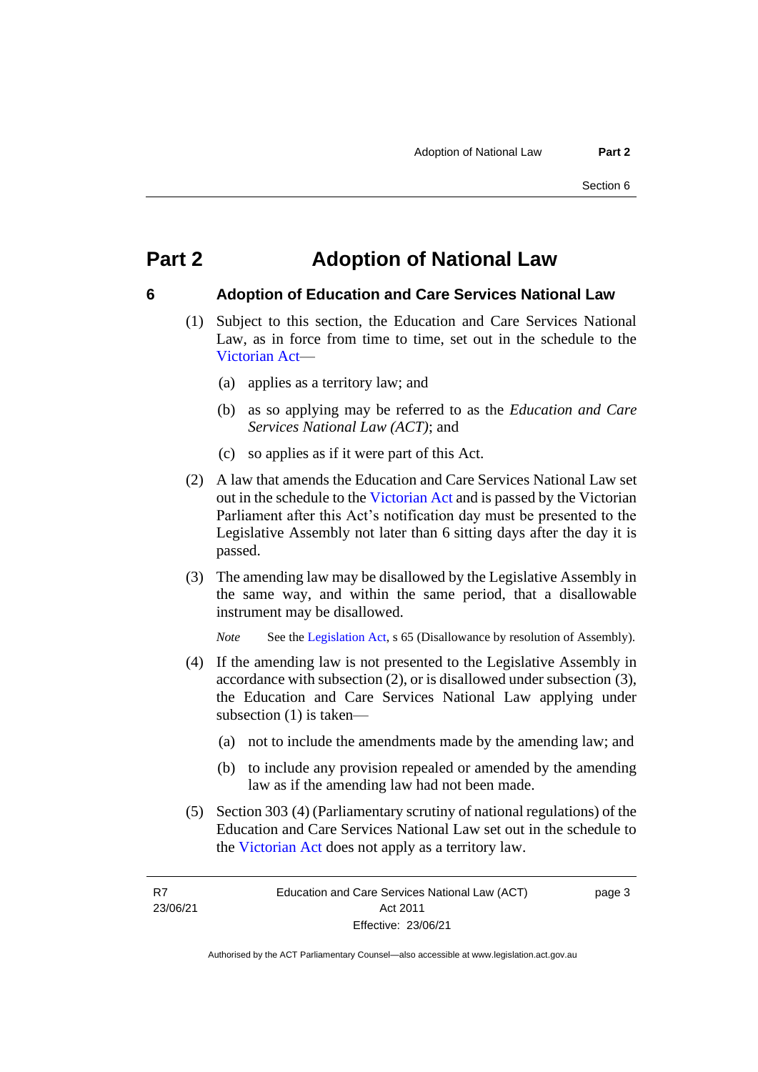# Part 2 Adoption of National Law

## 6 Adoption of Education and Care Services National Law

(1) Subject to this section, the Education and Care Services National Law, as in force from time to time, set out in the schedule to the Victorian Act—

(a) applies as a territory law; and

(b) as so applying may be referred to as the *Education and Care Services National Law (ACT)*; and

(c) so applies as if it were part of this Act.

(2) A law that amends the Education and Care Services National Law set out in the schedule to the Victorian Act and is passed by the Victorian Parliament after this Act's notification day must be presented to the Legislative Assembly not later than 6 sitting days after the day it is passed.

(3) The amending law may be disallowed by the Legislative Assembly in the same way, and within the same period, that a disallowable instrument may be disallowed.

*Note* See the Legislation Act, s 65 (Disallowance by resolution of Assembly).

(4) If the amending law is not presented to the Legislative Assembly in accordance with subsection (2), or is disallowed under subsection (3), the Education and Care Services National Law applying under subsection (1) is taken—

(a) not to include the amendments made by the amending law; and

(b) to include any provision repealed or amended by the amending law as if the amending law had not been made.

(5) Section 303 (4) (Parliamentary scrutiny of national regulations) of the Education and Care Services National Law set out in the schedule to the Victorian Act does not apply as a territory law.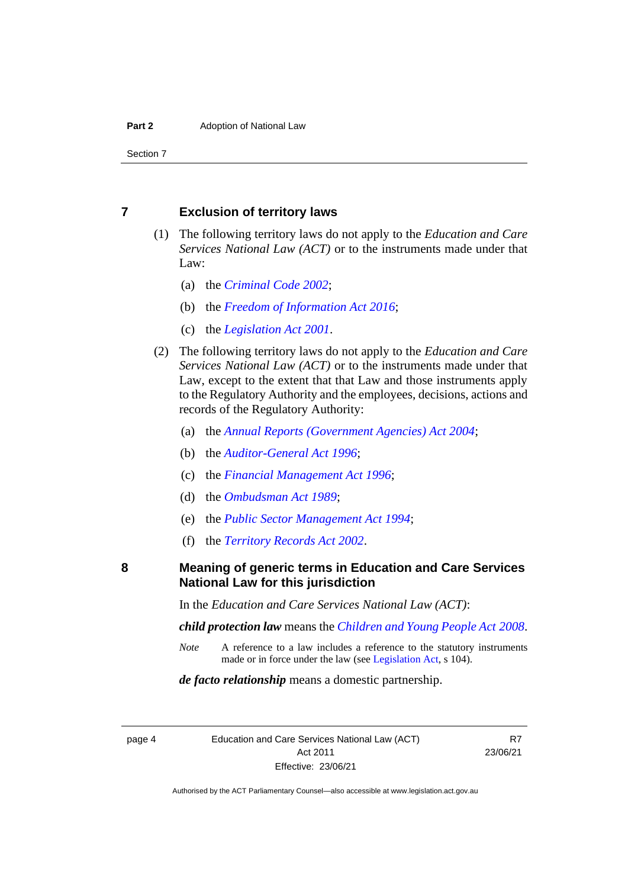## 7 Exclusion of territory laws

(1) The following territory laws do not apply to the *Education and Care Services National Law (ACT)* or to the instruments made under that Law:

(a) the *Criminal Code 2002*;

(b) the *Freedom of Information Act 2016*;

(c) the *Legislation Act 2001*.

(2) The following territory laws do not apply to the *Education and Care Services National Law (ACT)* or to the instruments made under that Law, except to the extent that that Law and those instruments apply to the Regulatory Authority and the employees, decisions, actions and records of the Regulatory Authority:

(a) the *Annual Reports (Government Agencies) Act 2004*;

(b) the *Auditor-General Act 1996*;

(c) the *Financial Management Act 1996*;

(d) the *Ombudsman Act 1989*;

(e) the *Public Sector Management Act 1994*;

(f) the *Territory Records Act 2002*.

## 8 Meaning of generic terms in Education and Care Services National Law for this jurisdiction

In the *Education and Care Services National Law (ACT)*:

***child protection law*** means the *Children and Young People Act 2008*.

*Note* A reference to a law includes a reference to the statutory instruments made or in force under the law (see Legislation Act, s 104).

***de facto relationship*** means a domestic partnership.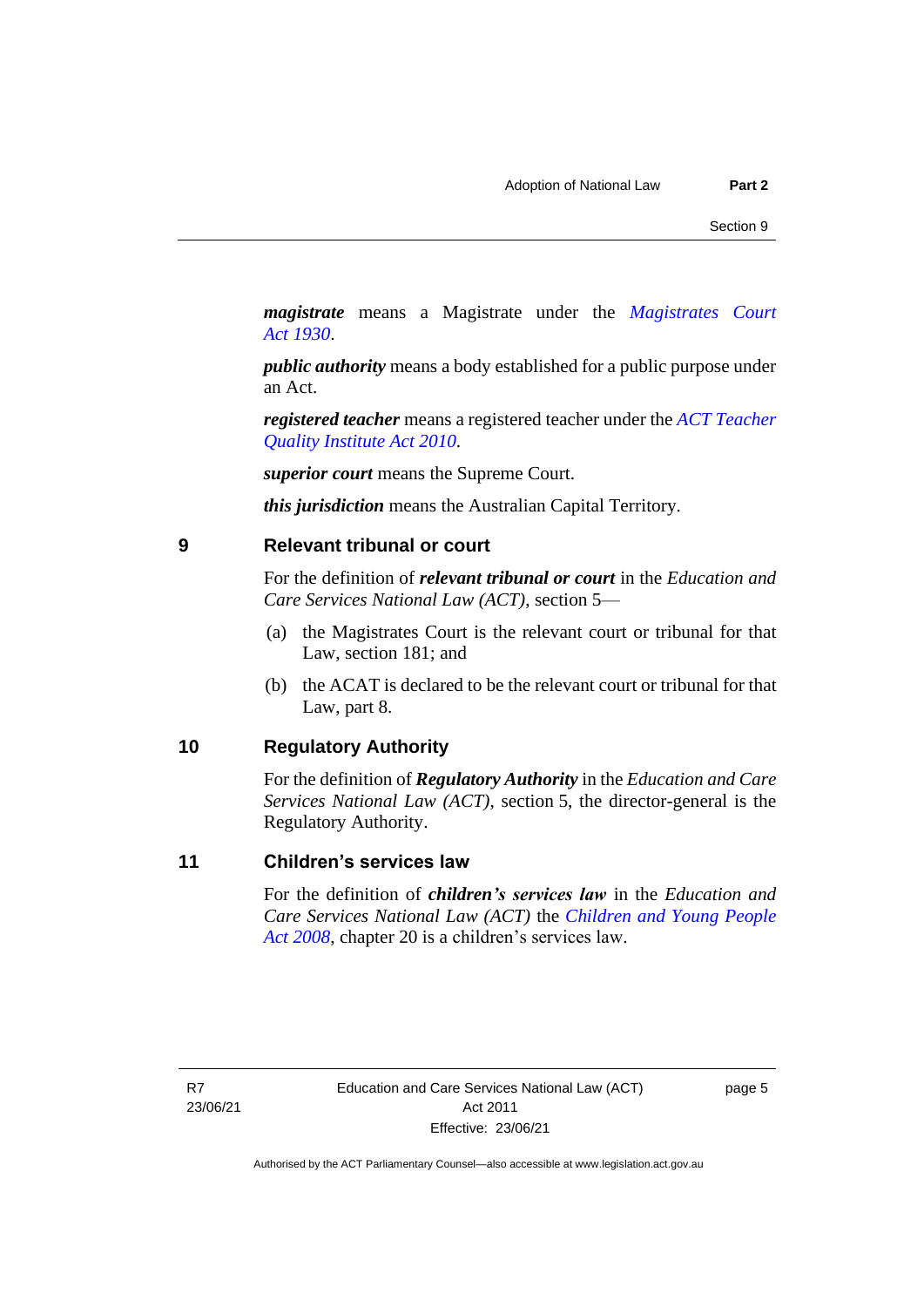***magistrate*** means a Magistrate under the *Magistrates Court Act 1930*.

***public authority*** means a body established for a public purpose under an Act.

***registered teacher*** means a registered teacher under the *ACT Teacher Quality Institute Act 2010*.

***superior court*** means the Supreme Court.

***this jurisdiction*** means the Australian Capital Territory.

## 9 Relevant tribunal or court

For the definition of ***relevant tribunal or court*** in the *Education and Care Services National Law (ACT)*, section 5—

(a) the Magistrates Court is the relevant court or tribunal for that Law, section 181; and

(b) the ACAT is declared to be the relevant court or tribunal for that Law, part 8.

## 10 Regulatory Authority

For the definition of ***Regulatory Authority*** in the *Education and Care Services National Law (ACT)*, section 5, the director-general is the Regulatory Authority.

## 11 Children's services law

For the definition of ***children's services law*** in the *Education and Care Services National Law (ACT)* the *Children and Young People Act 2008*, chapter 20 is a children's services law.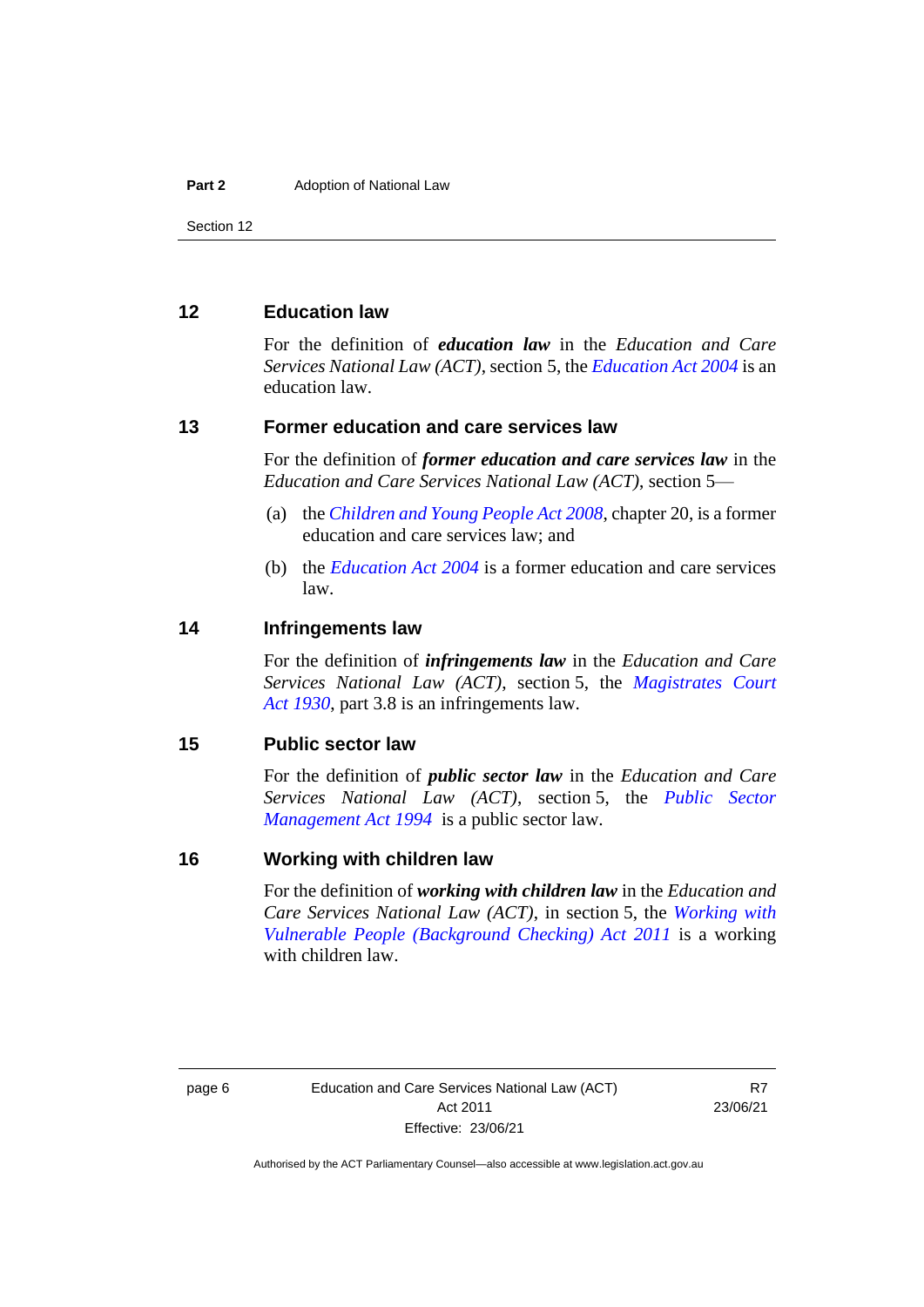## 12 Education law

For the definition of ***education law*** in the *Education and Care Services National Law (ACT)*, section 5, the *Education Act 2004* is an education law.

## 13 Former education and care services law

For the definition of ***former education and care services law*** in the *Education and Care Services National Law (ACT)*, section 5—

(a) the *Children and Young People Act 2008*, chapter 20, is a former education and care services law; and

(b) the *Education Act 2004* is a former education and care services law.

## 14 Infringements law

For the definition of ***infringements law*** in the *Education and Care Services National Law (ACT)*, section 5, the *Magistrates Court Act 1930*, part 3.8 is an infringements law.

## 15 Public sector law

For the definition of ***public sector law*** in the *Education and Care Services National Law (ACT)*, section 5, the *Public Sector Management Act 1994* is a public sector law.

## 16 Working with children law

For the definition of ***working with children law*** in the *Education and Care Services National Law (ACT)*, in section 5, the *Working with Vulnerable People (Background Checking) Act 2011* is a working with children law.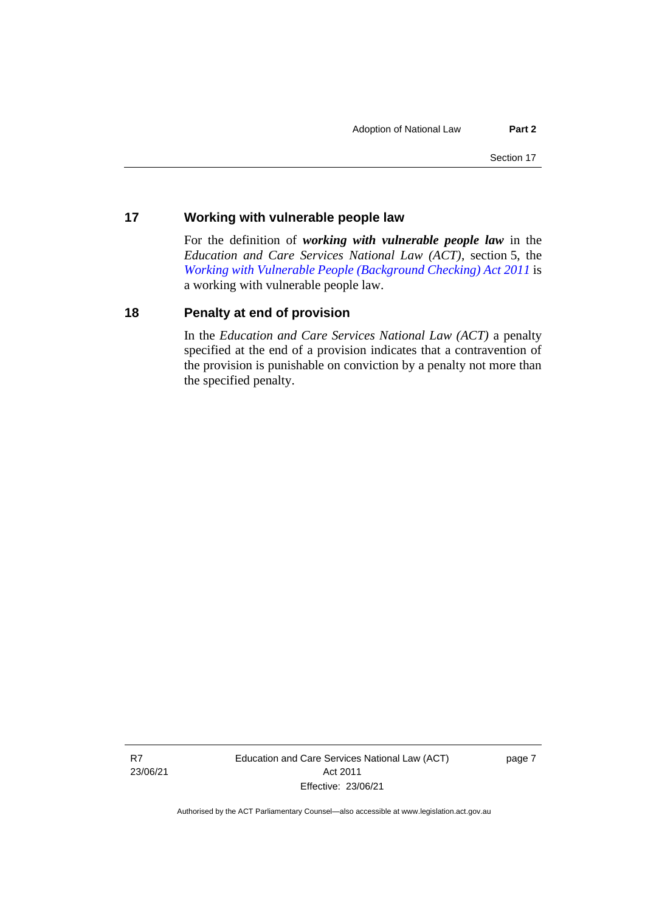## 17 Working with vulnerable people law

For the definition of ***working with vulnerable people law*** in the *Education and Care Services National Law (ACT)*, section 5, the *Working with Vulnerable People (Background Checking) Act 2011* is a working with vulnerable people law.

## 18 Penalty at end of provision

In the *Education and Care Services National Law (ACT)* a penalty specified at the end of a provision indicates that a contravention of the provision is punishable on conviction by a penalty not more than the specified penalty.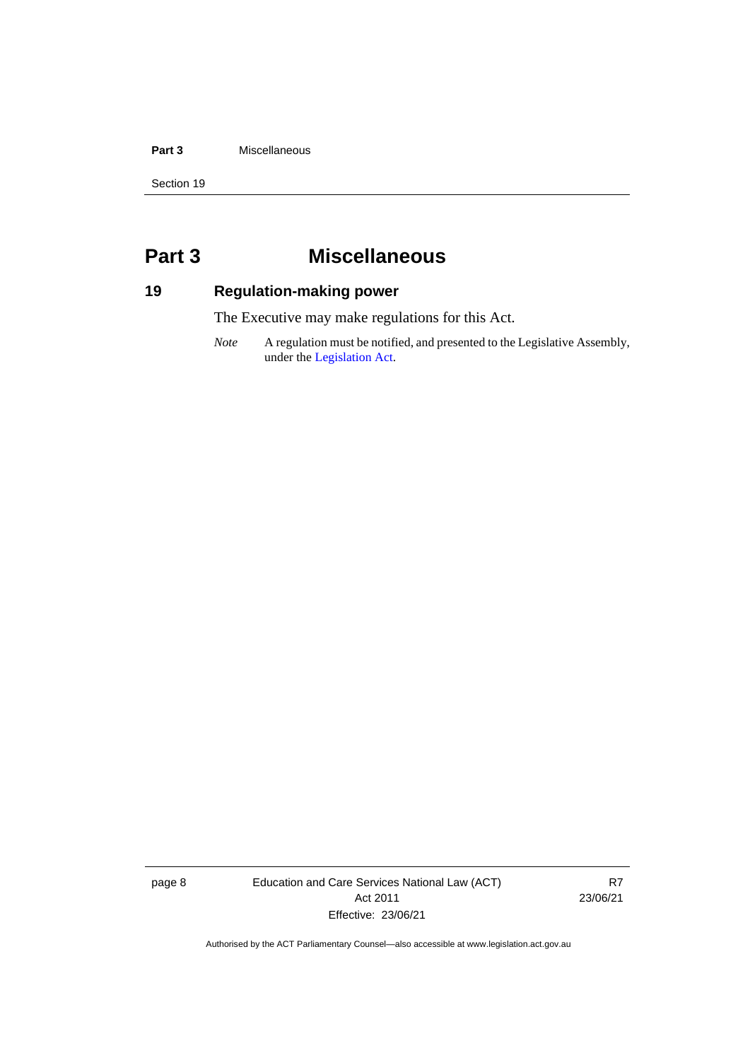# Part 3 Miscellaneous

## 19 Regulation-making power

The Executive may make regulations for this Act.

*Note* A regulation must be notified, and presented to the Legislative Assembly, under the Legislation Act.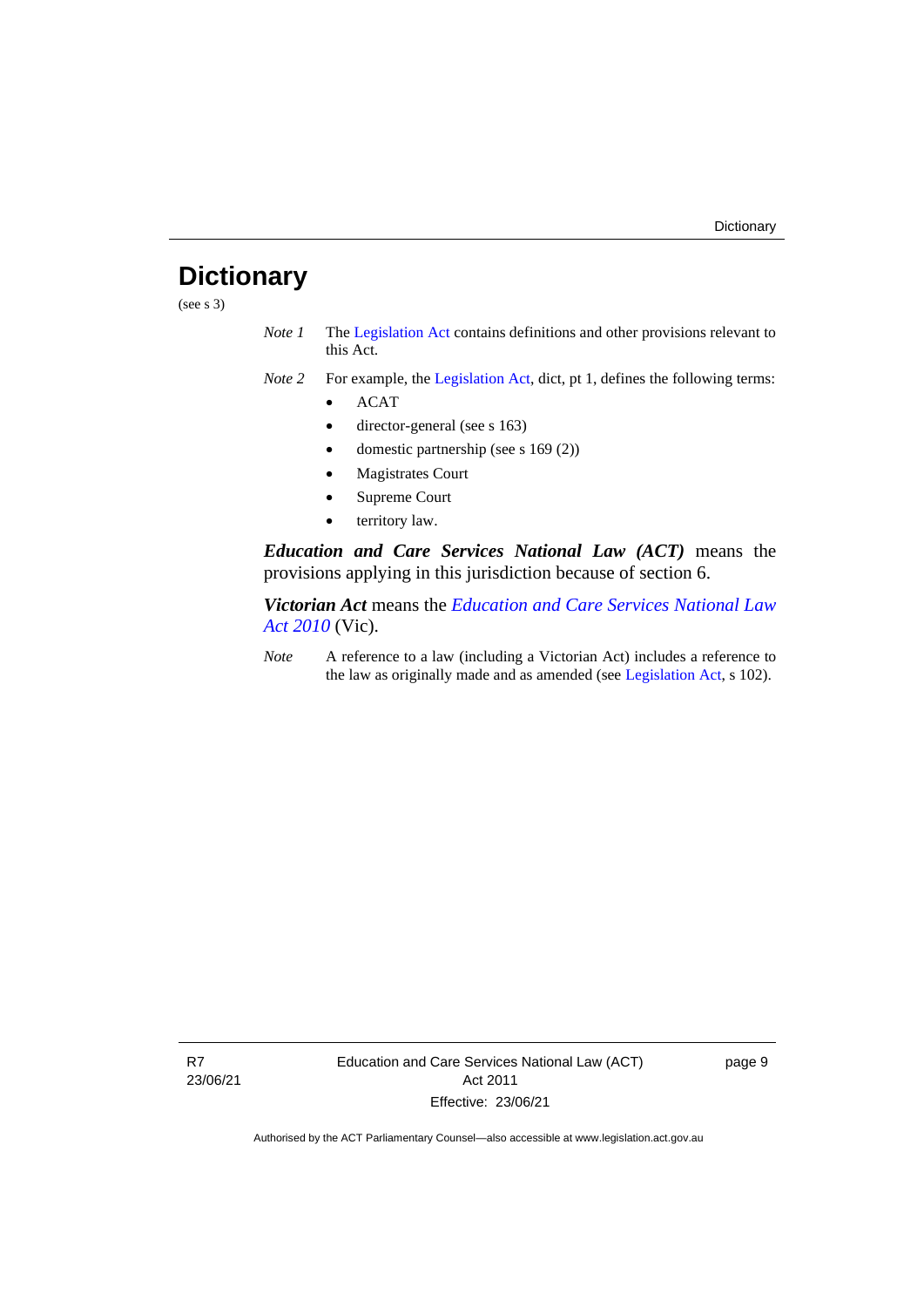# Dictionary

(see s 3)

*Note 1* The Legislation Act contains definitions and other provisions relevant to this Act.

*Note 2* For example, the Legislation Act, dict, pt 1, defines the following terms:

- ACAT
- director-general (see s 163)
- domestic partnership (see s 169 (2))
- Magistrates Court
- Supreme Court
- territory law.

***Education and Care Services National Law (ACT)*** means the provisions applying in this jurisdiction because of section 6.

***Victorian Act*** means the *Education and Care Services National Law Act 2010* (Vic).

*Note* A reference to a law (including a Victorian Act) includes a reference to the law as originally made and as amended (see Legislation Act, s 102).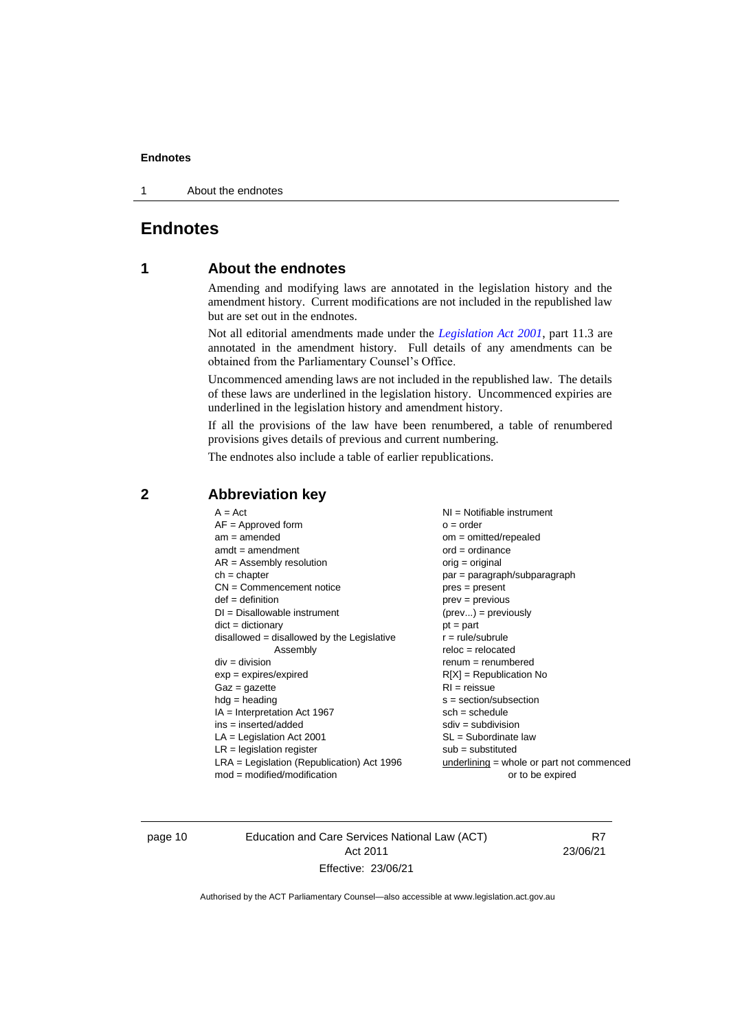# Endnotes

## 1 About the endnotes

Amending and modifying laws are annotated in the legislation history and the amendment history. Current modifications are not included in the republished law but are set out in the endnotes.

Not all editorial amendments made under the *Legislation Act 2001*, part 11.3 are annotated in the amendment history. Full details of any amendments can be obtained from the Parliamentary Counsel's Office.

Uncommenced amending laws are not included in the republished law. The details of these laws are underlined in the legislation history. Uncommenced expiries are underlined in the legislation history and amendment history.

If all the provisions of the law have been renumbered, a table of renumbered provisions gives details of previous and current numbering.

The endnotes also include a table of earlier republications.

## 2 Abbreviation key

A = Act
AF = Approved form
am = amended
amdt = amendment
AR = Assembly resolution
ch = chapter
CN = Commencement notice
def = definition
DI = Disallowable instrument
dict = dictionary
disallowed = disallowed by the Legislative Assembly
div = division
exp = expires/expired
Gaz = gazette
hdg = heading
IA = Interpretation Act 1967
ins = inserted/added
LA = Legislation Act 2001
LR = legislation register
LRA = Legislation (Republication) Act 1996
mod = modified/modification
NI = Notifiable instrument
o = order
om = omitted/repealed
ord = ordinance
orig = original
par = paragraph/subparagraph
pres = present
prev = previous
(prev...) = previously
pt = part
r = rule/subrule
reloc = relocated
renum = renumbered
R[X] = Republication No
RI = reissue
s = section/subsection
sch = schedule
sdiv = subdivision
SL = Subordinate law
sub = substituted
underlining = whole or part not commenced or to be expired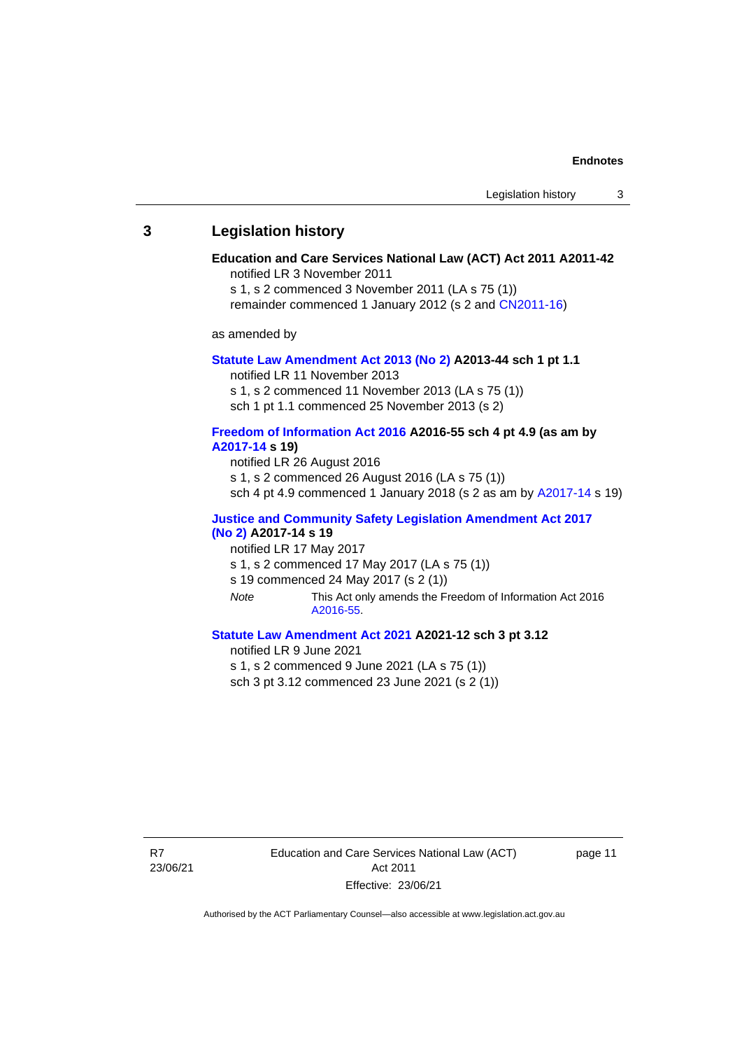## 3 Legislation history

**Education and Care Services National Law (ACT) Act 2011 A2011-42**
notified LR 3 November 2011
s 1, s 2 commenced 3 November 2011 (LA s 75 (1))
remainder commenced 1 January 2012 (s 2 and CN2011-16)

as amended by

**Statute Law Amendment Act 2013 (No 2) A2013-44 sch 1 pt 1.1**
notified LR 11 November 2013
s 1, s 2 commenced 11 November 2013 (LA s 75 (1))
sch 1 pt 1.1 commenced 25 November 2013 (s 2)

**Freedom of Information Act 2016 A2016-55 sch 4 pt 4.9 (as am by A2017-14 s 19)**
notified LR 26 August 2016
s 1, s 2 commenced 26 August 2016 (LA s 75 (1))
sch 4 pt 4.9 commenced 1 January 2018 (s 2 as am by A2017-14 s 19)

**Justice and Community Safety Legislation Amendment Act 2017 (No 2) A2017-14 s 19**
notified LR 17 May 2017
s 1, s 2 commenced 17 May 2017 (LA s 75 (1))
s 19 commenced 24 May 2017 (s 2 (1))

*Note* This Act only amends the Freedom of Information Act 2016 A2016-55.

**Statute Law Amendment Act 2021 A2021-12 sch 3 pt 3.12**
notified LR 9 June 2021
s 1, s 2 commenced 9 June 2021 (LA s 75 (1))
sch 3 pt 3.12 commenced 23 June 2021 (s 2 (1))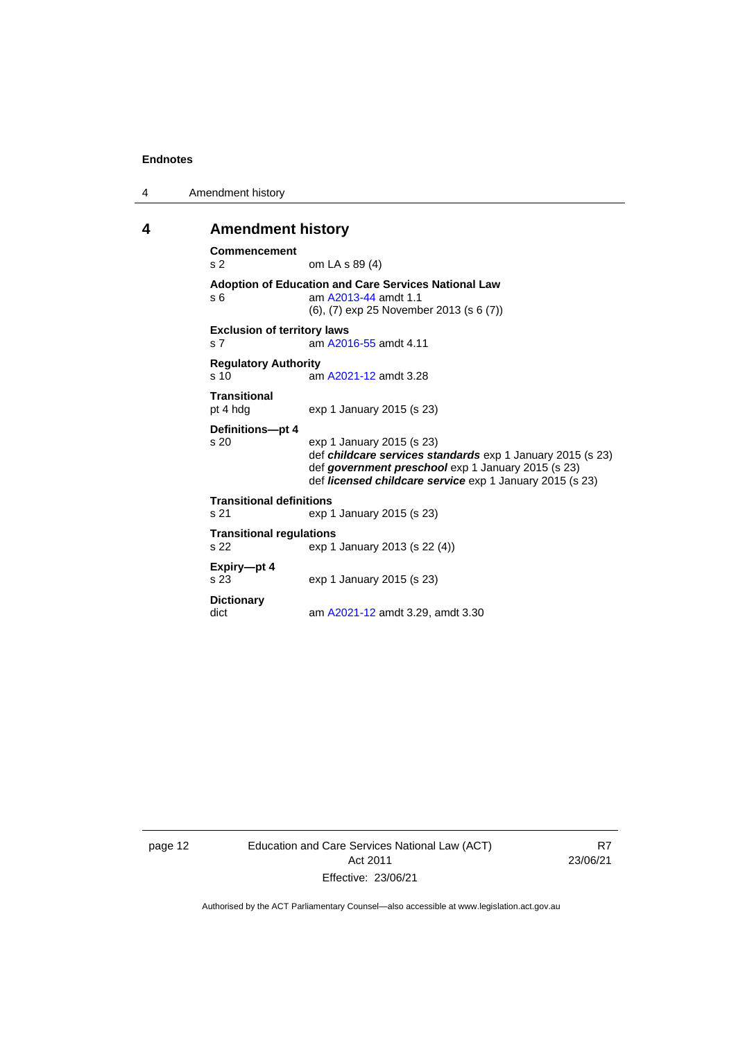## 4 Amendment history

**Commencement**
s 2 om LA s 89 (4)

**Adoption of Education and Care Services National Law**
s 6 am A2013-44 amdt 1.1
(6), (7) exp 25 November 2013 (s 6 (7))

**Exclusion of territory laws**
s 7 am A2016-55 amdt 4.11

**Regulatory Authority**
s 10 am A2021-12 amdt 3.28

**Transitional**
pt 4 hdg exp 1 January 2015 (s 23)

**Definitions—pt 4**
s 20 exp 1 January 2015 (s 23)
def ***childcare services standards*** exp 1 January 2015 (s 23)
def ***government preschool*** exp 1 January 2015 (s 23)
def ***licensed childcare service*** exp 1 January 2015 (s 23)

**Transitional definitions**
s 21 exp 1 January 2015 (s 23)

**Transitional regulations**
s 22 exp 1 January 2013 (s 22 (4))

**Expiry—pt 4**
s 23 exp 1 January 2015 (s 23)

**Dictionary**
dict am A2021-12 amdt 3.29, amdt 3.30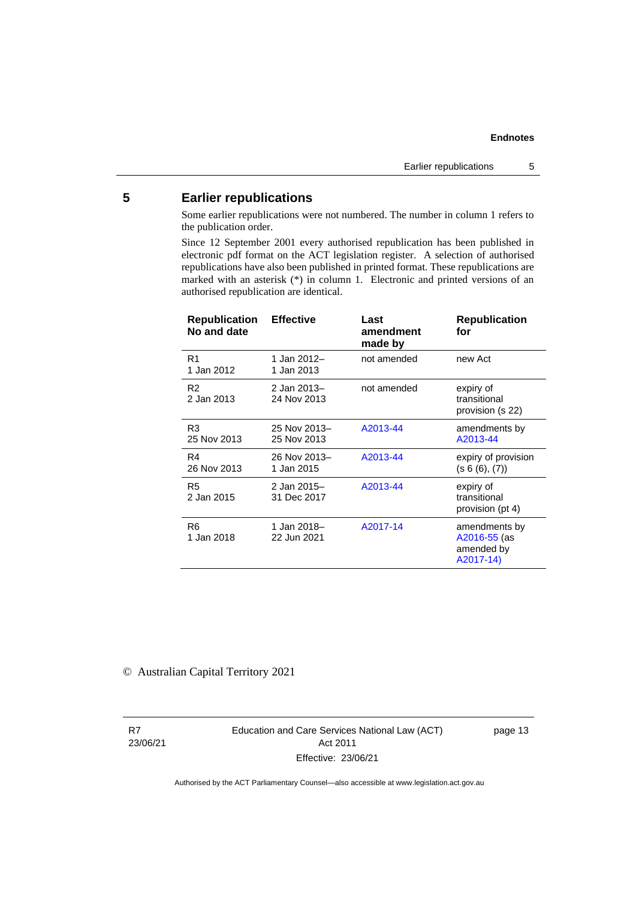## 5 Earlier republications

Some earlier republications were not numbered. The number in column 1 refers to the publication order.

Since 12 September 2001 every authorised republication has been published in electronic pdf format on the ACT legislation register. A selection of authorised republications have also been published in printed format. These republications are marked with an asterisk (*) in column 1. Electronic and printed versions of an authorised republication are identical.

| Republication No and date | Effective | Last amendment made by | Republication for |
|---|---|---|---|
| R1<br>1 Jan 2012 | 1 Jan 2012–<br>1 Jan 2013 | not amended | new Act |
| R2<br>2 Jan 2013 | 2 Jan 2013–<br>24 Nov 2013 | not amended | expiry of transitional provision (s 22) |
| R3<br>25 Nov 2013 | 25 Nov 2013–<br>25 Nov 2013 | A2013-44 | amendments by A2013-44 |
| R4<br>26 Nov 2013 | 26 Nov 2013–<br>1 Jan 2015 | A2013-44 | expiry of provision (s 6 (6), (7)) |
| R5<br>2 Jan 2015 | 2 Jan 2015–<br>31 Dec 2017 | A2013-44 | expiry of transitional provision (pt 4) |
| R6<br>1 Jan 2018 | 1 Jan 2018–<br>22 Jun 2021 | A2017-14 | amendments by A2016-55 (as amended by A2017-14) |

© Australian Capital Territory 2021